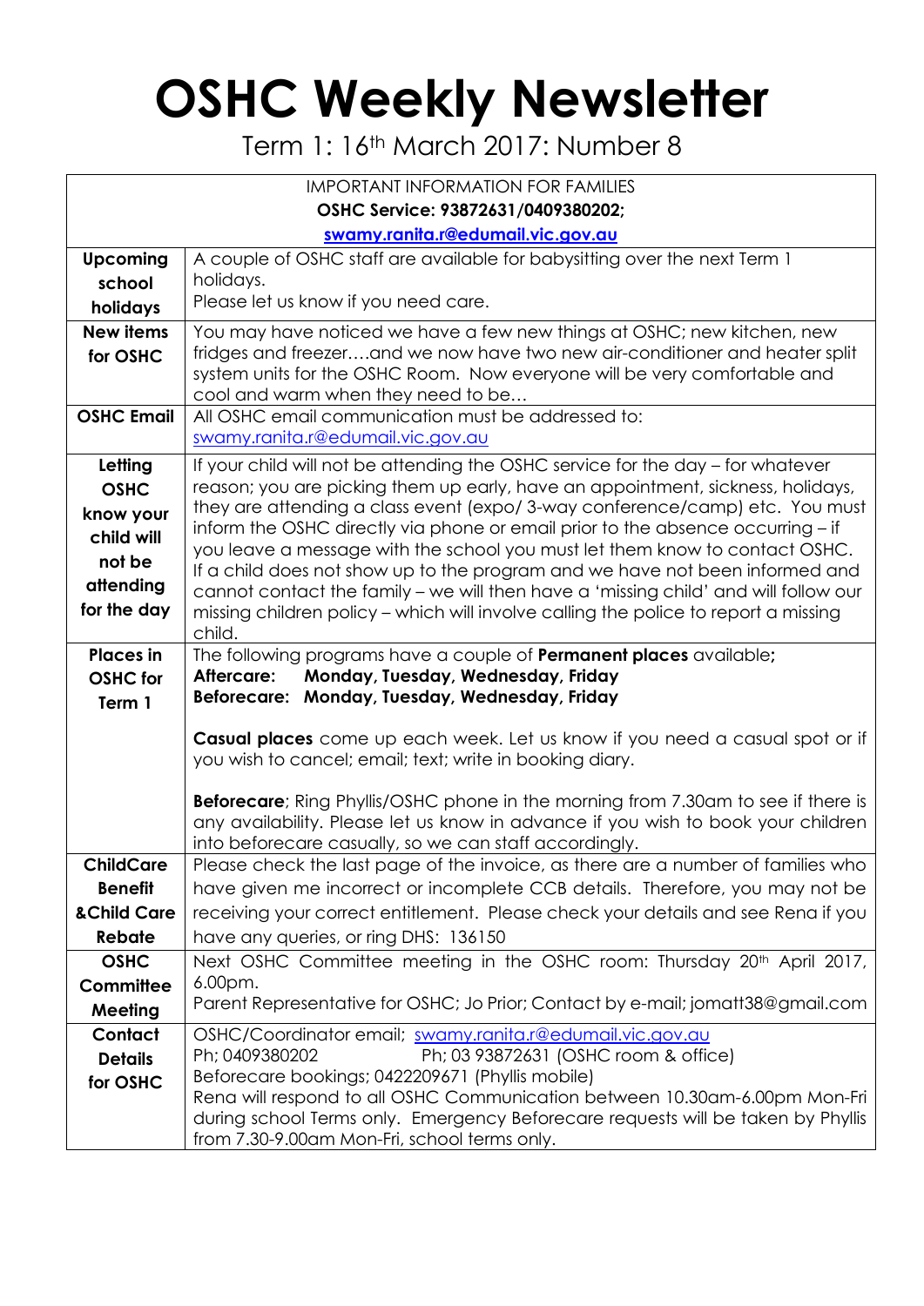# OSHC Weekly Newsletter

Term 1: 16th March 2017: Number 8

| IMPORTANT INFORMATION FOR FAMILIES<br>**OSHC Service: 93872631/0409380202;**<br>**swamy.ranita.r@edumail.vic.gov.au** | |
|---|---|
| **Upcoming school holidays** | A couple of OSHC staff are available for babysitting over the next Term 1 holidays.<br>Please let us know if you need care. |
| **New items for OSHC** | You may have noticed we have a few new things at OSHC; new kitchen, new fridges and freezer….and we now have two new air-conditioner and heater split system units for the OSHC Room. Now everyone will be very comfortable and cool and warm when they need to be… |
| **OSHC Email** | All OSHC email communication must be addressed to:<br>swamy.ranita.r@edumail.vic.gov.au |
| **Letting OSHC know your child will not be attending for the day** | If your child will not be attending the OSHC service for the day – for whatever reason; you are picking them up early, have an appointment, sickness, holidays, they are attending a class event (expo/ 3-way conference/camp) etc. You must inform the OSHC directly via phone or email prior to the absence occurring – if you leave a message with the school you must let them know to contact OSHC. If a child does not show up to the program and we have not been informed and cannot contact the family – we will then have a 'missing child' and will follow our missing children policy – which will involve calling the police to report a missing child. |
| **Places in OSHC for Term 1** | The following programs have a couple of **Permanent places** available**;**<br>**Aftercare: Monday, Tuesday, Wednesday, Friday**<br>**Beforecare: Monday, Tuesday, Wednesday, Friday**<br><br>**Casual places** come up each week. Let us know if you need a casual spot or if you wish to cancel; email; text; write in booking diary.<br><br>**Beforecare**; Ring Phyllis/OSHC phone in the morning from 7.30am to see if there is any availability. Please let us know in advance if you wish to book your children into beforecare casually, so we can staff accordingly. |
| **ChildCare Benefit &Child Care Rebate** | Please check the last page of the invoice, as there are a number of families who have given me incorrect or incomplete CCB details. Therefore, you may not be receiving your correct entitlement. Please check your details and see Rena if you have any queries, or ring DHS: 136150 |
| **OSHC Committee Meeting** | Next OSHC Committee meeting in the OSHC room: Thursday 20th April 2017, 6.00pm.<br>Parent Representative for OSHC; Jo Prior; Contact by e-mail; jomatt38@gmail.com |
| **Contact Details for OSHC** | OSHC/Coordinator email; swamy.ranita.r@edumail.vic.gov.au<br>Ph; 0409380202 Ph; 03 93872631 (OSHC room & office)<br>Beforecare bookings; 0422209671 (Phyllis mobile)<br>Rena will respond to all OSHC Communication between 10.30am-6.00pm Mon-Fri during school Terms only. Emergency Beforecare requests will be taken by Phyllis from 7.30-9.00am Mon-Fri, school terms only. |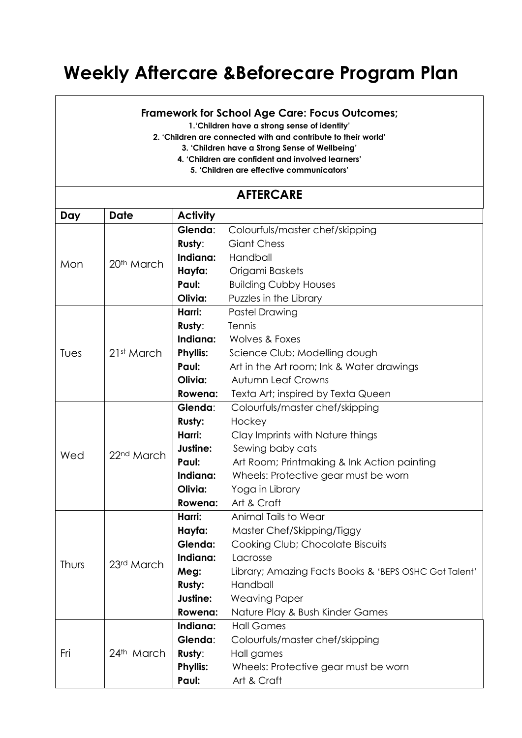# Weekly Aftercare &Beforecare Program Plan

**Framework for School Age Care: Focus Outcomes;**

**1.'Children have a strong sense of identity'**

**2. 'Children are connected with and contribute to their world'**

**3. 'Children have a Strong Sense of Wellbeing'**

**4. 'Children are confident and involved learners'**

**5. 'Children are effective communicators'**

## AFTERCARE

| Day | Date | Activity | |
|---|---|---|---|
| Mon | 20th March | **Glenda**: | Colourfuls/master chef/skipping |
| | | **Rusty**: | Giant Chess |
| | | **Indiana:** | Handball |
| | | **Hayfa:** | Origami Baskets |
| | | **Paul:** | Building Cubby Houses |
| | | **Olivia:** | Puzzles in the Library |
| Tues | 21st March | **Harri:** | Pastel Drawing |
| | | **Rusty**: | Tennis |
| | | **Indiana:** | Wolves & Foxes |
| | | **Phyllis:** | Science Club; Modelling dough |
| | | **Paul:** | Art in the Art room; Ink & Water drawings |
| | | **Olivia:** | Autumn Leaf Crowns |
| | | **Rowena:** | Texta Art; inspired by Texta Queen |
| Wed | 22nd March | **Glenda**: | Colourfuls/master chef/skipping |
| | | **Rusty:** | Hockey |
| | | **Harri:** | Clay Imprints with Nature things |
| | | **Justine:** | Sewing baby cats |
| | | **Paul:** | Art Room; Printmaking & Ink Action painting |
| | | **Indiana:** | Wheels: Protective gear must be worn |
| | | **Olivia:** | Yoga in Library |
| | | **Rowena:** | Art & Craft |
| Thurs | 23rd March | **Harri:** | Animal Tails to Wear |
| | | **Hayfa:** | Master Chef/Skipping/Tiggy |
| | | **Glenda:** | Cooking Club; Chocolate Biscuits |
| | | **Indiana:** | Lacrosse |
| | | **Meg:** | Library; Amazing Facts Books & 'BEPS OSHC Got Talent' |
| | | **Rusty:** | Handball |
| | | **Justine:** | Weaving Paper |
| | | **Rowena:** | Nature Play & Bush Kinder Games |
| Fri | 24th March | **Indiana:** | Hall Games |
| | | **Glenda**: | Colourfuls/master chef/skipping |
| | | **Rusty**: | Hall games |
| | | **Phyllis:** | Wheels: Protective gear must be worn |
| | | **Paul:** | Art & Craft |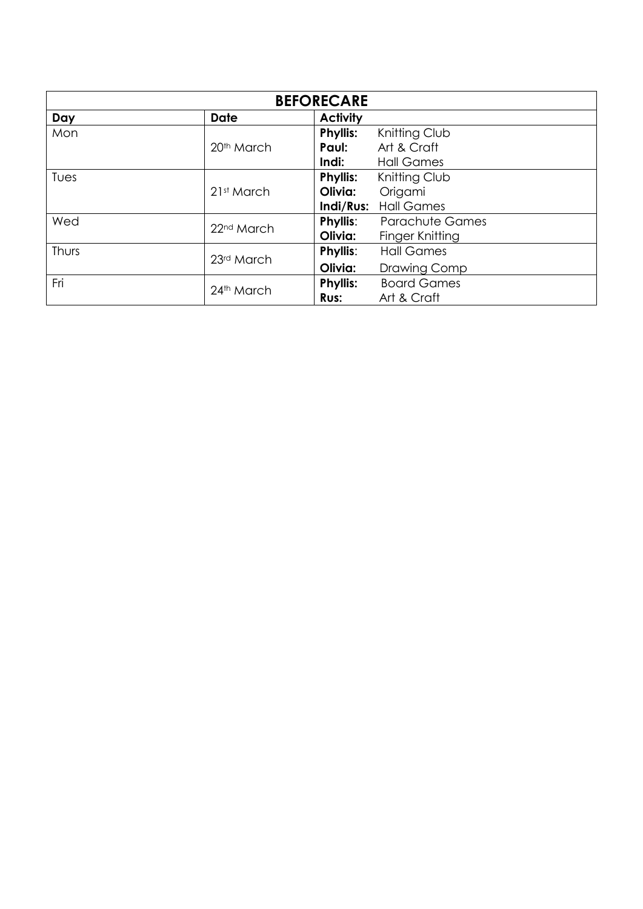| BEFORECARE | | |
|---|---|---|
| **Day** | **Date** | **Activity** |
| Mon | 20th March | **Phyllis:** Knitting Club<br>**Paul:** Art & Craft<br>**Indi:** Hall Games |
| Tues | 21st March | **Phyllis:** Knitting Club<br>**Olivia:** Origami<br>**Indi/Rus:** Hall Games |
| Wed | 22nd March | **Phyllis**: Parachute Games<br>**Olivia:** Finger Knitting |
| Thurs | 23rd March | **Phyllis**: Hall Games<br>**Olivia:** Drawing Comp |
| Fri | 24th March | **Phyllis:** Board Games<br>**Rus:** Art & Craft |